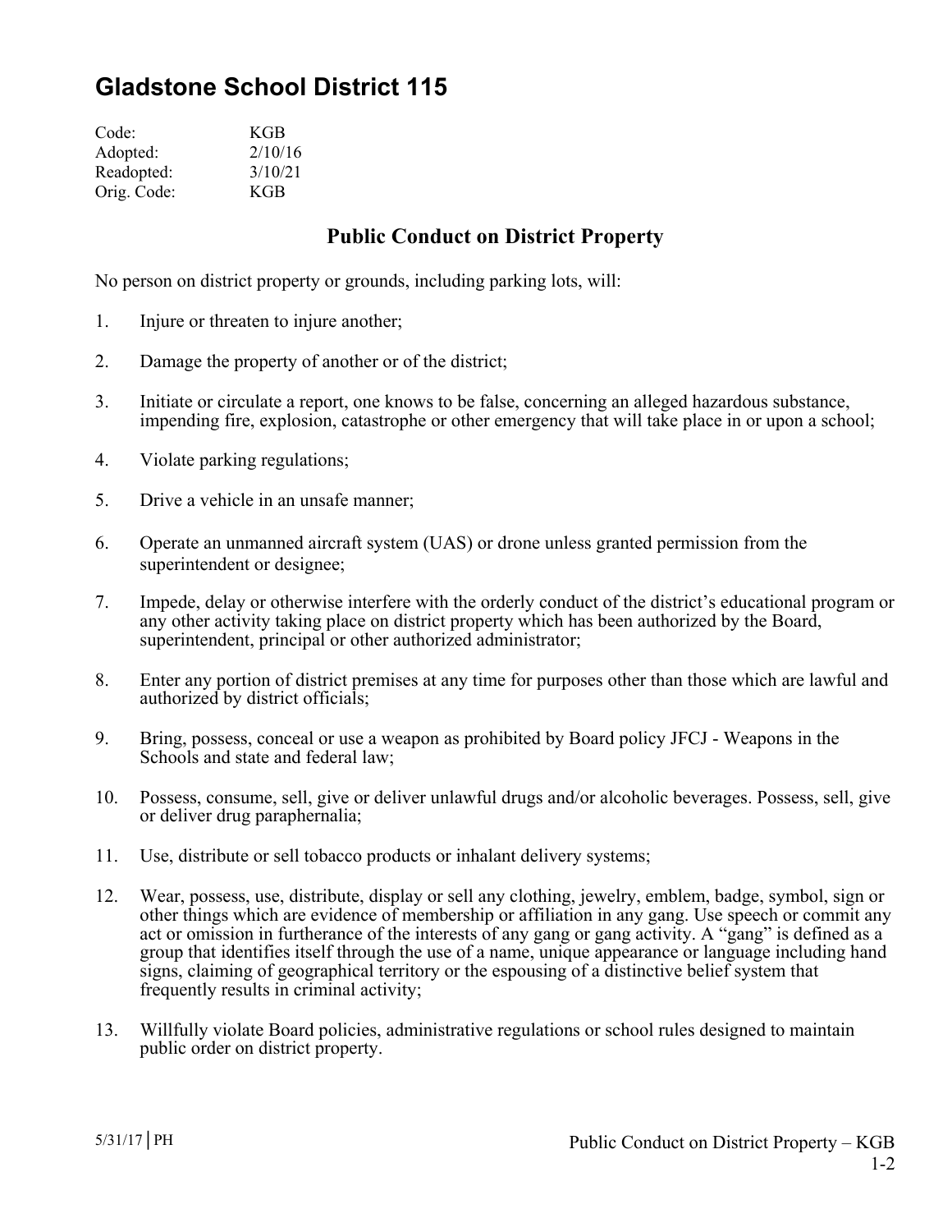# Gladstone School District 115

| | |
|---|---|
| Code: | KGB |
| Adopted: | 2/10/16 |
| Readopted: | 3/10/21 |
| Orig. Code: | KGB |

## Public Conduct on District Property

No person on district property or grounds, including parking lots, will:

1. Injure or threaten to injure another;

2. Damage the property of another or of the district;

3. Initiate or circulate a report, one knows to be false, concerning an alleged hazardous substance, impending fire, explosion, catastrophe or other emergency that will take place in or upon a school;

4. Violate parking regulations;

5. Drive a vehicle in an unsafe manner;

6. Operate an unmanned aircraft system (UAS) or drone unless granted permission from the superintendent or designee;

7. Impede, delay or otherwise interfere with the orderly conduct of the district's educational program or any other activity taking place on district property which has been authorized by the Board, superintendent, principal or other authorized administrator;

8. Enter any portion of district premises at any time for purposes other than those which are lawful and authorized by district officials;

9. Bring, possess, conceal or use a weapon as prohibited by Board policy JFCJ - Weapons in the Schools and state and federal law;

10. Possess, consume, sell, give or deliver unlawful drugs and/or alcoholic beverages. Possess, sell, give or deliver drug paraphernalia;

11. Use, distribute or sell tobacco products or inhalant delivery systems;

12. Wear, possess, use, distribute, display or sell any clothing, jewelry, emblem, badge, symbol, sign or other things which are evidence of membership or affiliation in any gang. Use speech or commit any act or omission in furtherance of the interests of any gang or gang activity. A "gang" is defined as a group that identifies itself through the use of a name, unique appearance or language including hand signs, claiming of geographical territory or the espousing of a distinctive belief system that frequently results in criminal activity;

13. Willfully violate Board policies, administrative regulations or school rules designed to maintain public order on district property.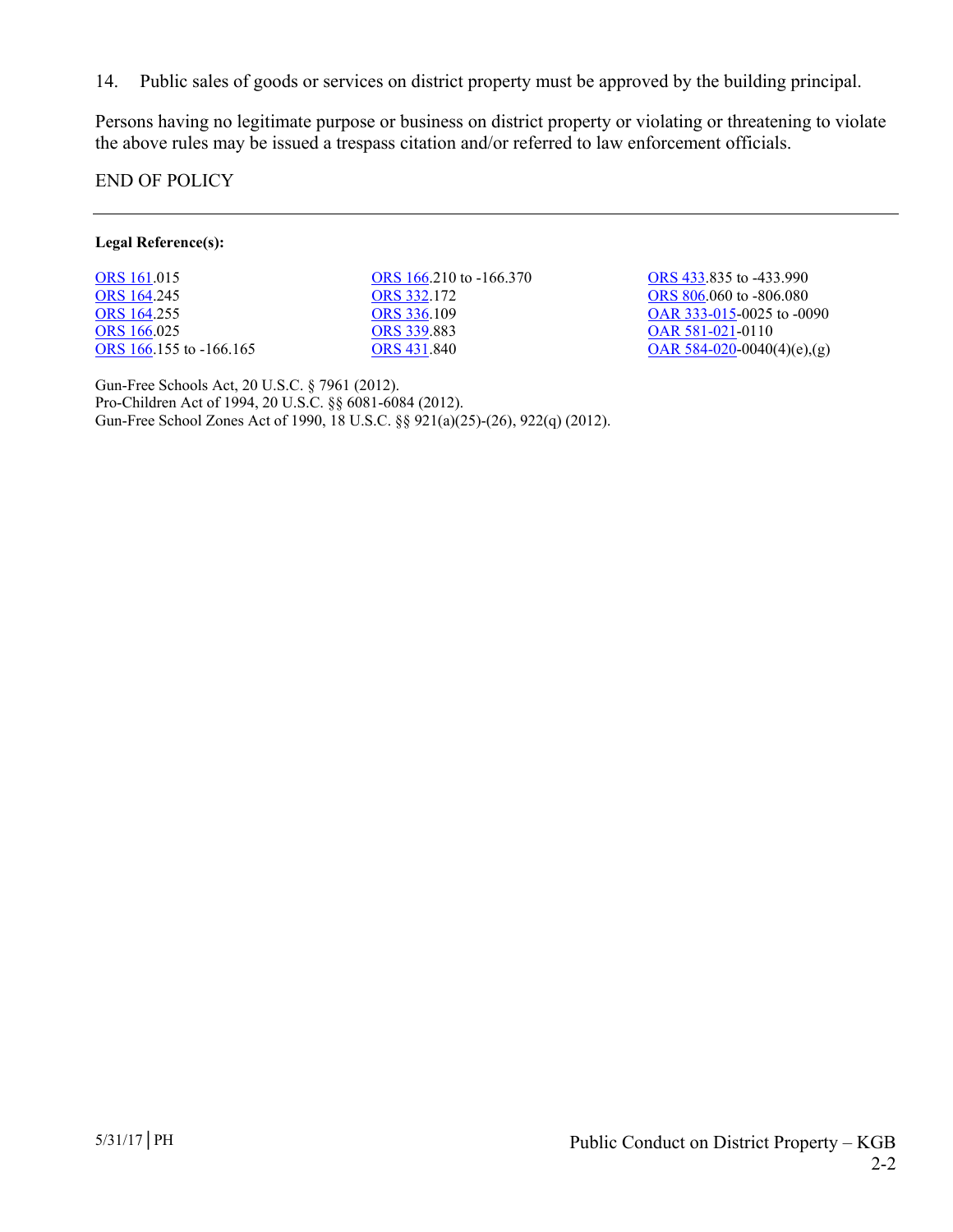14. Public sales of goods or services on district property must be approved by the building principal.

Persons having no legitimate purpose or business on district property or violating or threatening to violate the above rules may be issued a trespass citation and/or referred to law enforcement officials.

END OF POLICY

---

**Legal Reference(s):**

| | | |
|---|---|---|
| ORS 161.015 | ORS 166.210 to -166.370 | ORS 433.835 to -433.990 |
| ORS 164.245 | ORS 332.172 | ORS 806.060 to -806.080 |
| ORS 164.255 | ORS 336.109 | OAR 333-015-0025 to -0090 |
| ORS 166.025 | ORS 339.883 | OAR 581-021-0110 |
| ORS 166.155 to -166.165 | ORS 431.840 | OAR 584-020-0040(4)(e),(g) |

Gun-Free Schools Act, 20 U.S.C. § 7961 (2012).
Pro-Children Act of 1994, 20 U.S.C. §§ 6081-6084 (2012).
Gun-Free School Zones Act of 1990, 18 U.S.C. §§ 921(a)(25)-(26), 922(q) (2012).